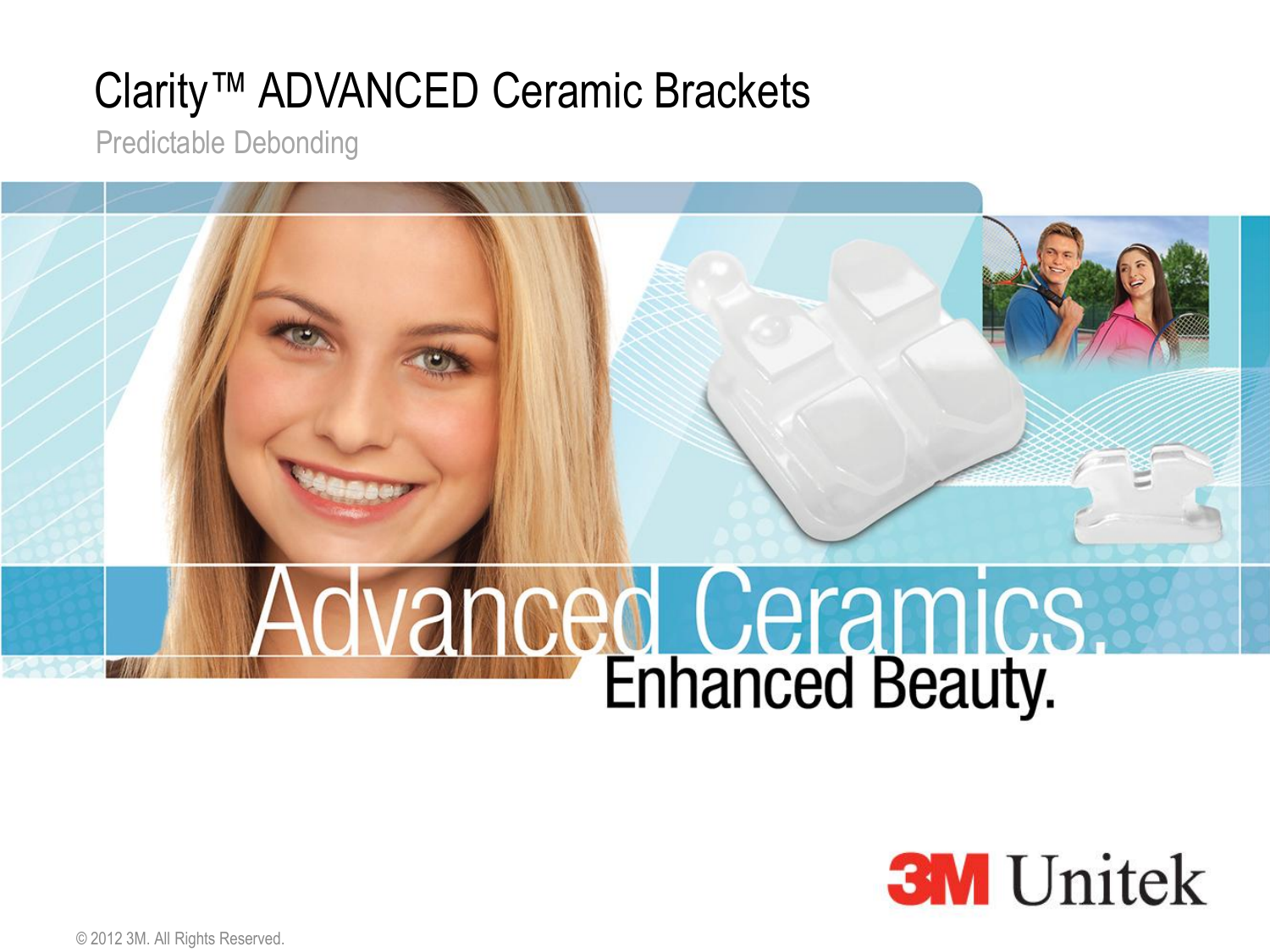# Clarity™ ADVANCED Ceramic Brackets

Predictable Debonding

Advanced Ceramics. Enhanced Beauty.

3M Unitek

© 2012 3M. All Rights Reserved.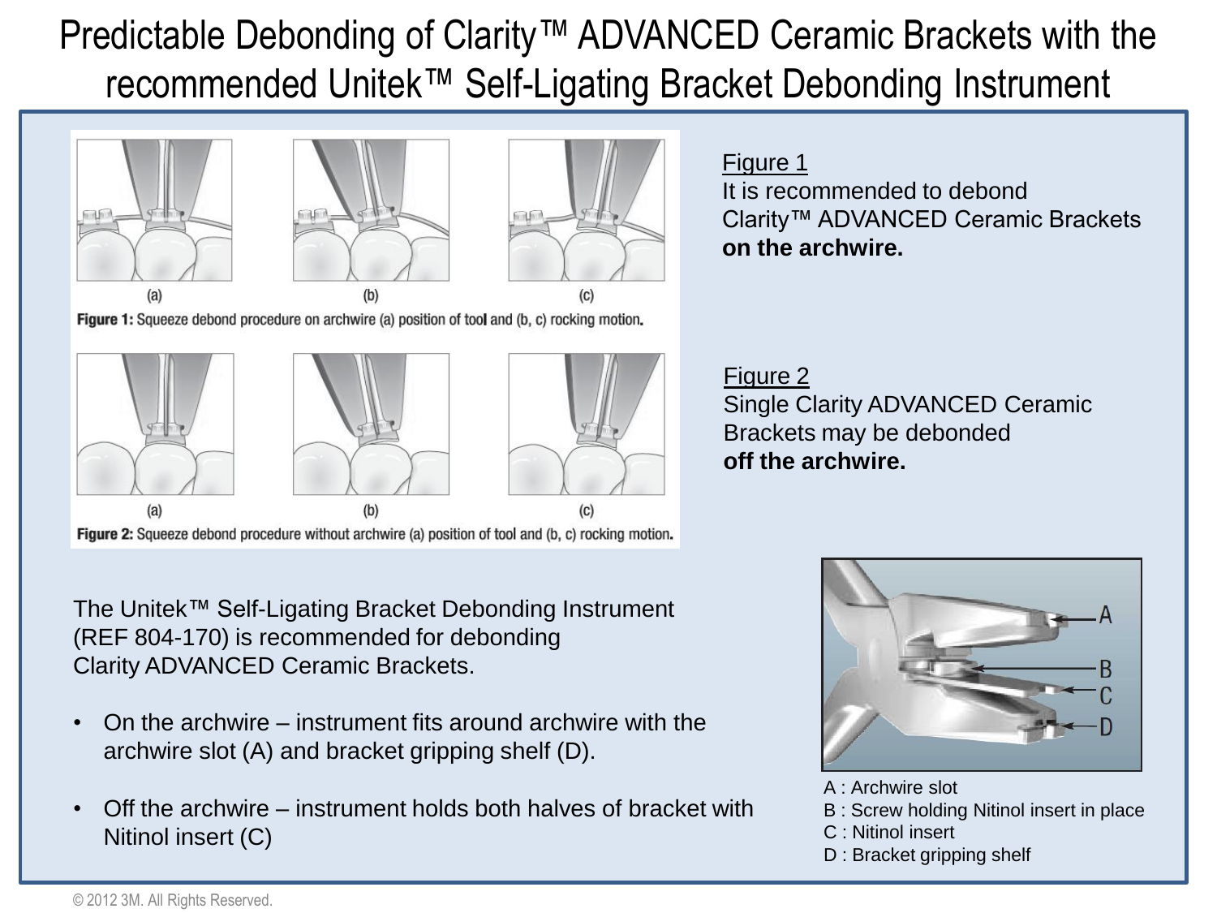# Predictable Debonding of Clarity™ ADVANCED Ceramic Brackets with the recommended Unitek™ Self-Ligating Bracket Debonding Instrument

(a) (b) (c)

**Figure 1:** Squeeze debond procedure on archwire (a) position of tool and (b, c) rocking motion.

(a) (b) (c)

**Figure 2:** Squeeze debond procedure without archwire (a) position of tool and (b, c) rocking motion.

Figure 1
It is recommended to debond Clarity™ ADVANCED Ceramic Brackets **on the archwire.**

Figure 2
Single Clarity ADVANCED Ceramic Brackets may be debonded **off the archwire.**

The Unitek™ Self-Ligating Bracket Debonding Instrument (REF 804-170) is recommended for debonding Clarity ADVANCED Ceramic Brackets.

- On the archwire – instrument fits around archwire with the archwire slot (A) and bracket gripping shelf (D).
- Off the archwire – instrument holds both halves of bracket with Nitinol insert (C)

A : Archwire slot
B : Screw holding Nitinol insert in place
C : Nitinol insert
D : Bracket gripping shelf

© 2012 3M. All Rights Reserved.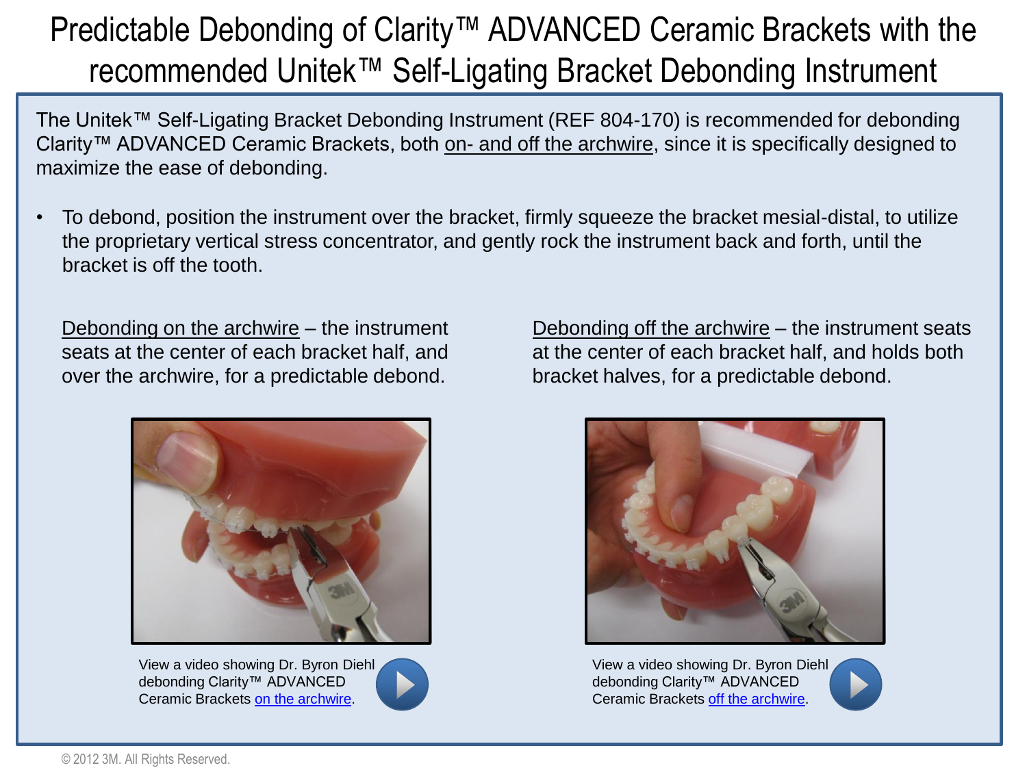# Predictable Debonding of Clarity™ ADVANCED Ceramic Brackets with the recommended Unitek™ Self-Ligating Bracket Debonding Instrument

The Unitek™ Self-Ligating Bracket Debonding Instrument (REF 804-170) is recommended for debonding Clarity™ ADVANCED Ceramic Brackets, both on- and off the archwire, since it is specifically designed to maximize the ease of debonding.

- To debond, position the instrument over the bracket, firmly squeeze the bracket mesial-distal, to utilize the proprietary vertical stress concentrator, and gently rock the instrument back and forth, until the bracket is off the tooth.

Debonding on the archwire – the instrument seats at the center of each bracket half, and over the archwire, for a predictable debond.

View a video showing Dr. Byron Diehl debonding Clarity™ ADVANCED Ceramic Brackets on the archwire.

Debonding off the archwire – the instrument seats at the center of each bracket half, and holds both bracket halves, for a predictable debond.

View a video showing Dr. Byron Diehl debonding Clarity™ ADVANCED Ceramic Brackets off the archwire.

© 2012 3M. All Rights Reserved.